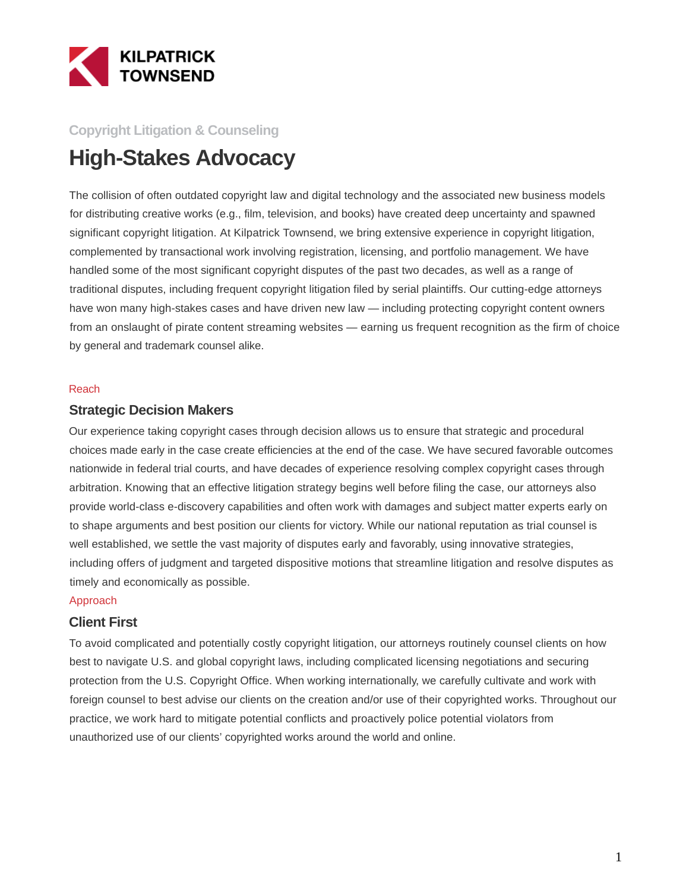KILPATRICK TOWNSEND

Copyright Litigation & Counseling

# High-Stakes Advocacy

The collision of often outdated copyright law and digital technology and the associated new business models for distributing creative works (e.g., film, television, and books) have created deep uncertainty and spawned significant copyright litigation. At Kilpatrick Townsend, we bring extensive experience in copyright litigation, complemented by transactional work involving registration, licensing, and portfolio management. We have handled some of the most significant copyright disputes of the past two decades, as well as a range of traditional disputes, including frequent copyright litigation filed by serial plaintiffs. Our cutting-edge attorneys have won many high-stakes cases and have driven new law — including protecting copyright content owners from an onslaught of pirate content streaming websites — earning us frequent recognition as the firm of choice by general and trademark counsel alike.

Reach

## Strategic Decision Makers

Our experience taking copyright cases through decision allows us to ensure that strategic and procedural choices made early in the case create efficiencies at the end of the case. We have secured favorable outcomes nationwide in federal trial courts, and have decades of experience resolving complex copyright cases through arbitration. Knowing that an effective litigation strategy begins well before filing the case, our attorneys also provide world-class e-discovery capabilities and often work with damages and subject matter experts early on to shape arguments and best position our clients for victory. While our national reputation as trial counsel is well established, we settle the vast majority of disputes early and favorably, using innovative strategies, including offers of judgment and targeted dispositive motions that streamline litigation and resolve disputes as timely and economically as possible.

Approach

## Client First

To avoid complicated and potentially costly copyright litigation, our attorneys routinely counsel clients on how best to navigate U.S. and global copyright laws, including complicated licensing negotiations and securing protection from the U.S. Copyright Office. When working internationally, we carefully cultivate and work with foreign counsel to best advise our clients on the creation and/or use of their copyrighted works. Throughout our practice, we work hard to mitigate potential conflicts and proactively police potential violators from unauthorized use of our clients' copyrighted works around the world and online.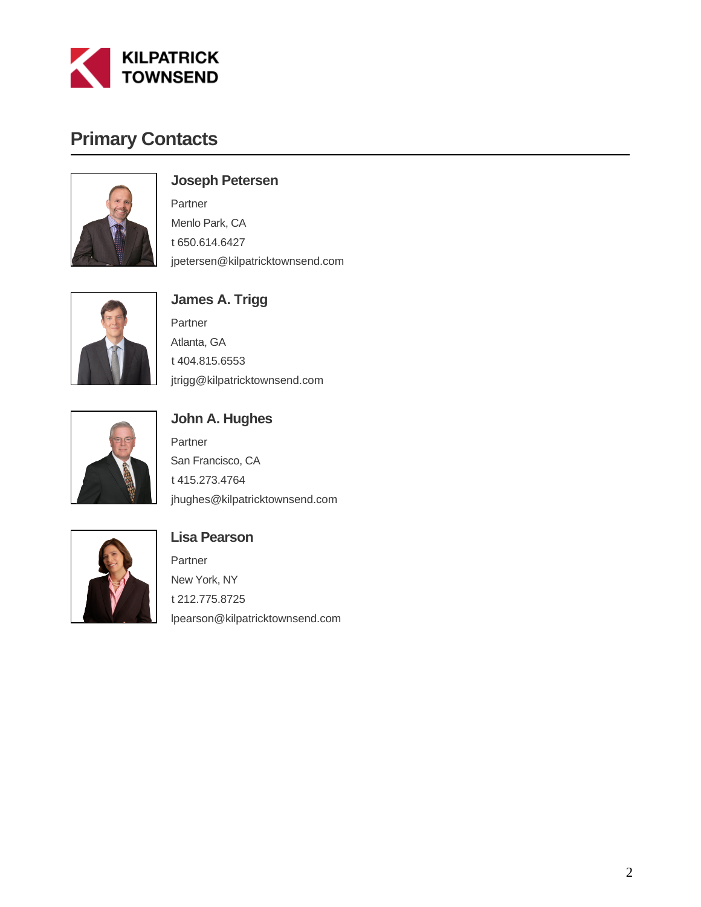KILPATRICK TOWNSEND

## Primary Contacts

### Joseph Petersen

Partner

Menlo Park, CA

t 650.614.6427

jpetersen@kilpatricktownsend.com

### James A. Trigg

Partner

Atlanta, GA

t 404.815.6553

jtrigg@kilpatricktownsend.com

### John A. Hughes

Partner

San Francisco, CA

t 415.273.4764

jhughes@kilpatricktownsend.com

### Lisa Pearson

Partner

New York, NY

t 212.775.8725

lpearson@kilpatricktownsend.com